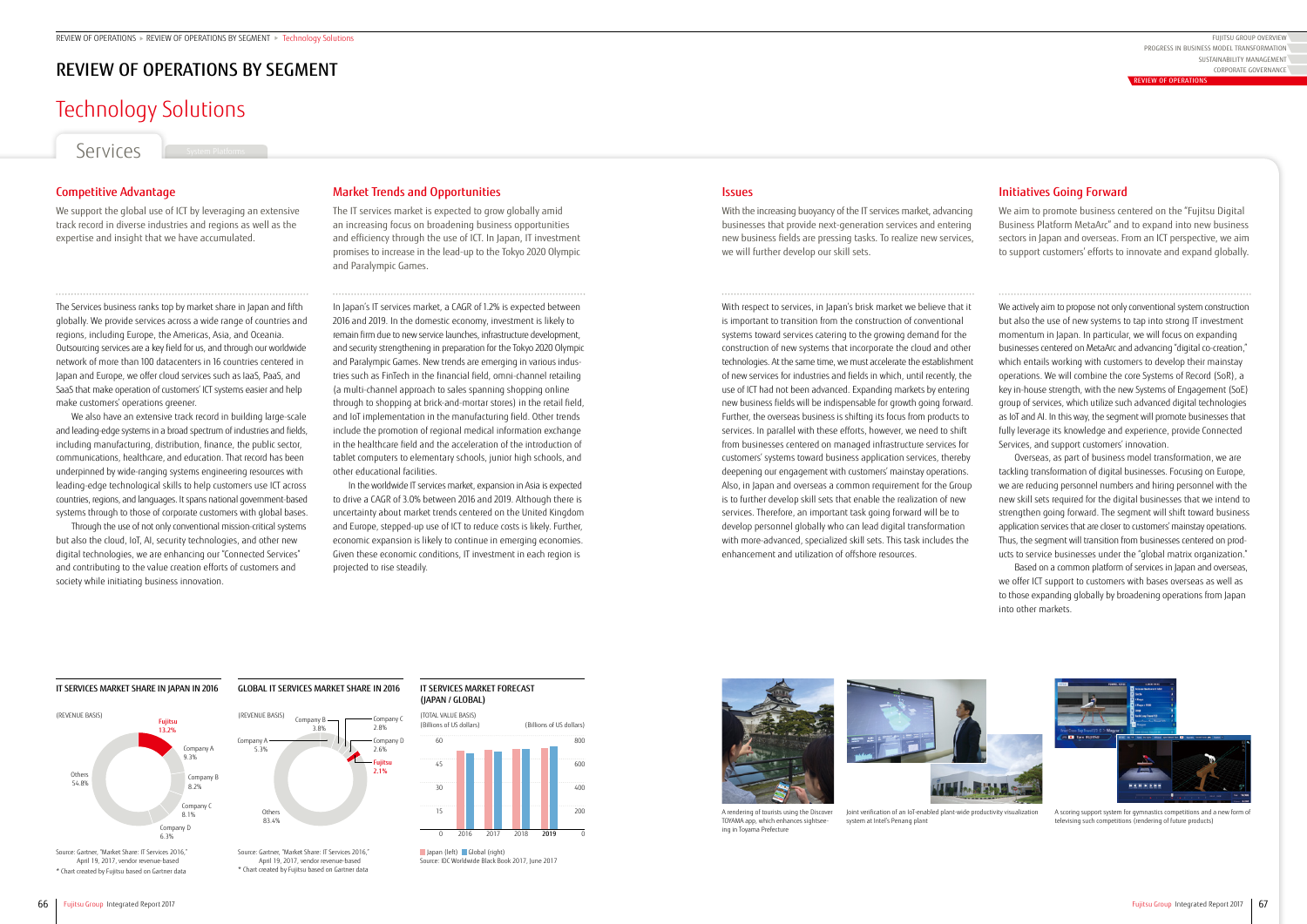# REVIEW OF OPERATIONS BY SEGMENT

# Technology Solutions

## Services

### Competitive Advantage

We support the global use of ICT by leveraging an extensive track record in diverse industries and regions as well as the expertise and insight that we have accumulated.

The Services business ranks top by market share in Japan and fifth globally. We provide services across a wide range of countries and regions, including Europe, the Americas, Asia, and Oceania. Outsourcing services are a key field for us, and through our worldwide network of more than 100 datacenters in 16 countries centered in Japan and Europe, we offer cloud services such as IaaS, PaaS, and SaaS that make operation of customers' ICT systems easier and help make customers' operations greener.

We also have an extensive track record in building large-scale and leading-edge systems in a broad spectrum of industries and fields, including manufacturing, distribution, finance, the public sector, communications, healthcare, and education. That record has been underpinned by wide-ranging systems engineering resources with leading-edge technological skills to help customers use ICT across countries, regions, and languages. It spans national government-based systems through to those of corporate customers with global bases.

Through the use of not only conventional mission-critical systems but also the cloud, IoT, AI, security technologies, and other new digital technologies, we are enhancing our "Connected Services" and contributing to the value creation efforts of customers and society while initiating business innovation.

### Market Trends and Opportunities

The IT services market is expected to grow globally amid an increasing focus on broadening business opportunities and efficiency through the use of ICT. In Japan, IT investment promises to increase in the lead-up to the Tokyo 2020 Olympic and Paralympic Games.

In Japan's IT services market, a CAGR of 1.2% is expected between 2016 and 2019. In the domestic economy, investment is likely to remain firm due to new service launches, infrastructure development, and security strengthening in preparation for the Tokyo 2020 Olympic and Paralympic Games. New trends are emerging in various industries such as FinTech in the financial field, omni-channel retailing (a multi-channel approach to sales spanning shopping online through to shopping at brick-and-mortar stores) in the retail field, and IoT implementation in the manufacturing field. Other trends include the promotion of regional medical information exchange in the healthcare field and the acceleration of the introduction of tablet computers to elementary schools, junior high schools, and other educational facilities.

In the worldwide IT services market, expansion in Asia is expected to drive a CAGR of 3.0% between 2016 and 2019. Although there is uncertainty about market trends centered on the United Kingdom and Europe, stepped-up use of ICT to reduce costs is likely. Further, economic expansion is likely to continue in emerging economies. Given these economic conditions, IT investment in each region is projected to rise steadily.

### Issues

With the increasing buoyancy of the IT services market, advancing businesses that provide next-generation services and entering new business fields are pressing tasks. To realize new services, we will further develop our skill sets.

With respect to services, in Japan's brisk market we believe that it is important to transition from the construction of conventional systems toward services catering to the growing demand for the construction of new systems that incorporate the cloud and other technologies. At the same time, we must accelerate the establishment of new services for industries and fields in which, until recently, the use of ICT had not been advanced. Expanding markets by entering new business fields will be indispensable for growth going forward. Further, the overseas business is shifting its focus from products to services. In parallel with these efforts, however, we need to shift from businesses centered on managed infrastructure services for customers' systems toward business application services, thereby deepening our engagement with customers' mainstay operations. Also, in Japan and overseas a common requirement for the Group is to further develop skill sets that enable the realization of new services. Therefore, an important task going forward will be to develop personnel globally who can lead digital transformation with more-advanced, specialized skill sets. This task includes the enhancement and utilization of offshore resources.

### Initiatives Going Forward

We aim to promote business centered on the "Fujitsu Digital Business Platform MetaArc" and to expand into new business sectors in Japan and overseas. From an ICT perspective, we aim to support customers' efforts to innovate and expand globally.

We actively aim to propose not only conventional system construction but also the use of new systems to tap into strong IT investment momentum in Japan. In particular, we will focus on expanding businesses centered on MetaArc and advancing "digital co-creation," which entails working with customers to develop their mainstay operations. We will combine the core Systems of Record (SoR), a key in-house strength, with the new Systems of Engagement (SoE) group of services, which utilize such advanced digital technologies as IoT and AI. In this way, the segment will promote businesses that fully leverage its knowledge and experience, provide Connected Services, and support customers' innovation.

Overseas, as part of business model transformation, we are tackling transformation of digital businesses. Focusing on Europe, we are reducing personnel numbers and hiring personnel with the new skill sets required for the digital businesses that we intend to strengthen going forward. The segment will shift toward business application services that are closer to customers' mainstay operations. Thus, the segment will transition from businesses centered on products to service businesses under the "global matrix organization."

Based on a common platform of services in Japan and overseas, we offer ICT support to customers with bases overseas as well as to those expanding globally by broadening operations from Japan into other markets.

#### IT SERVICES MARKET SHARE IN JAPAN IN 2016

(REVENUE BASIS)

| Company | Share |
|---|---|
| Fujitsu | 13.2% |
| Company A | 9.3% |
| Company B | 8.2% |
| Company C | 8.1% |
| Company D | 6.3% |
| Others | 54.8% |

Source: Gartner, "Market Share: IT Services 2016," April 19, 2017, vendor revenue-based
* Chart created by Fujitsu based on Gartner data

#### GLOBAL IT SERVICES MARKET SHARE IN 2016

(REVENUE BASIS)

| Company | Share |
|---|---|
| Company A | 5.3% |
| Company B | 3.8% |
| Company C | 2.8% |
| Company D | 2.6% |
| Fujitsu | 2.1% |
| Others | 83.4% |

Source: Gartner, "Market Share: IT Services 2016," April 19, 2017, vendor revenue-based
* Chart created by Fujitsu based on Gartner data

#### IT SERVICES MARKET FORECAST (JAPAN / GLOBAL)

(TOTAL VALUE BASIS)
(Billions of US dollars) — Japan (left), Global (right)

Years: 2016, 2017, 2018, 2019

Source: IDC Worldwide Black Book 2017, June 2017

A rendering of tourists using the Discover TOYAMA app, which enhances sightseeing in Toyama Prefecture

Joint verification of an IoT-enabled plant-wide productivity visualization system at Intel's Penang plant

A scoring support system for gymnastics competitions and a new form of televising such competitions (rendering of future products)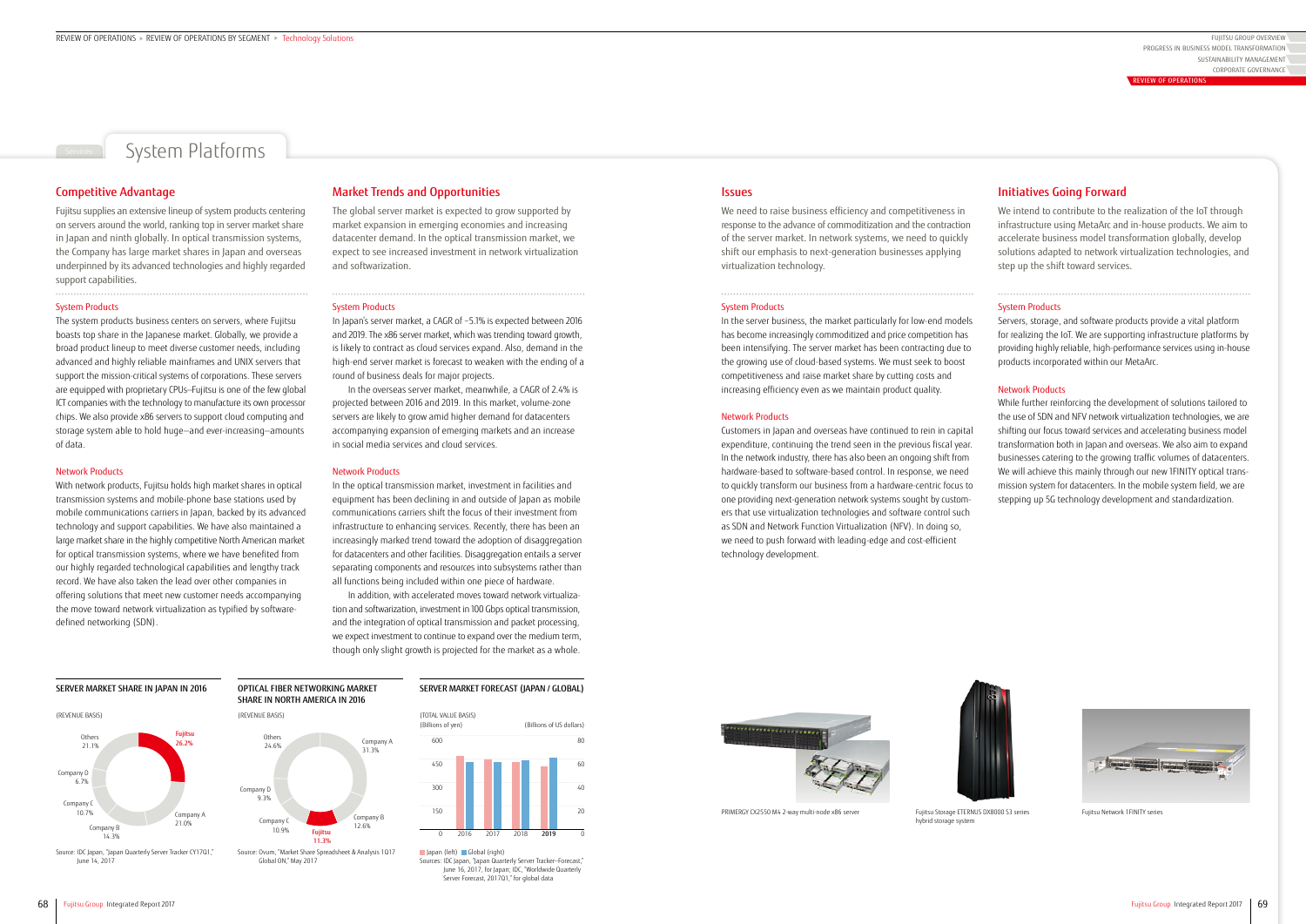# System Platforms

## Competitive Advantage

Fujitsu supplies an extensive lineup of system products centering on servers around the world, ranking top in server market share in Japan and ninth globally. In optical transmission systems, the Company has large market shares in Japan and overseas underpinned by its advanced technologies and highly regarded support capabilities.

### System Products

The system products business centers on servers, where Fujitsu boasts top share in the Japanese market. Globally, we provide a broad product lineup to meet diverse customer needs, including advanced and highly reliable mainframes and UNIX servers that support the mission-critical systems of corporations. These servers are equipped with proprietary CPUs—Fujitsu is one of the few global ICT companies with the technology to manufacture its own processor chips. We also provide x86 servers to support cloud computing and storage system able to hold huge—and ever-increasing—amounts of data.

### Network Products

With network products, Fujitsu holds high market shares in optical transmission systems and mobile-phone base stations used by mobile communications carriers in Japan, backed by its advanced technology and support capabilities. We have also maintained a large market share in the highly competitive North American market for optical transmission systems, where we have benefited from our highly regarded technological capabilities and lengthy track record. We have also taken the lead over other companies in offering solutions that meet new customer needs accompanying the move toward network virtualization as typified by software-defined networking (SDN).

## Market Trends and Opportunities

The global server market is expected to grow supported by market expansion in emerging economies and increasing datacenter demand. In the optical transmission market, we expect to see increased investment in network virtualization and softwarization.

### System Products

In Japan's server market, a CAGR of −5.1% is expected between 2016 and 2019. The x86 server market, which was trending toward growth, is likely to contract as cloud services expand. Also, demand in the high-end server market is forecast to weaken with the ending of a round of business deals for major projects.

In the overseas server market, meanwhile, a CAGR of 2.4% is projected between 2016 and 2019. In this market, volume-zone servers are likely to grow amid higher demand for datacenters accompanying expansion of emerging markets and an increase in social media services and cloud services.

### Network Products

In the optical transmission market, investment in facilities and equipment has been declining in and outside of Japan as mobile communications carriers shift the focus of their investment from infrastructure to enhancing services. Recently, there has been an increasingly marked trend toward the adoption of disaggregation for datacenters and other facilities. Disaggregation entails a server separating components and resources into subsystems rather than all functions being included within one piece of hardware.

In addition, with accelerated moves toward network virtualization and softwarization, investment in 100 Gbps optical transmission, and the integration of optical transmission and packet processing, we expect investment to continue to expand over the medium term, though only slight growth is projected for the market as a whole.

## Issues

We need to raise business efficiency and competitiveness in response to the advance of commoditization and the contraction of the server market. In network systems, we need to quickly shift our emphasis to next-generation businesses applying virtualization technology.

### System Products

In the server business, the market particularly for low-end models has become increasingly commoditized and price competition has been intensifying. The server market has been contracting due to the growing use of cloud-based systems. We must seek to boost competitiveness and raise market share by cutting costs and increasing efficiency even as we maintain product quality.

### Network Products

Customers in Japan and overseas have continued to rein in capital expenditure, continuing the trend seen in the previous fiscal year. In the network industry, there has also been an ongoing shift from hardware-based to software-based control. In response, we need to quickly transform our business from a hardware-centric focus to one providing next-generation network systems sought by customers that use virtualization technologies and software control such as SDN and Network Function Virtualization (NFV). In doing so, we need to push forward with leading-edge and cost-efficient technology development.

## Initiatives Going Forward

We intend to contribute to the realization of the IoT through infrastructure using MetaArc and in-house products. We aim to accelerate business model transformation globally, develop solutions adapted to network virtualization technologies, and step up the shift toward services.

### System Products

Servers, storage, and software products provide a vital platform for realizing the IoT. We are supporting infrastructure platforms by providing highly reliable, high-performance services using in-house products incorporated within our MetaArc.

### Network Products

While further reinforcing the development of solutions tailored to the use of SDN and NFV network virtualization technologies, we are shifting our focus toward services and accelerating business model transformation both in Japan and overseas. We also aim to expand businesses catering to the growing traffic volumes of datacenters. We will achieve this mainly through our new 1FINITY optical transmission system for datacenters. In the mobile system field, we are stepping up 5G technology development and standardization.

### SERVER MARKET SHARE IN JAPAN IN 2016

(REVENUE BASIS)

| Company | Share |
|---|---|
| Fujitsu | 26.2% |
| Company A | 21.0% |
| Company B | 14.3% |
| Company C | 10.7% |
| Company D | 6.7% |
| Others | 21.1% |

Source: IDC Japan, "Japan Quarterly Server Tracker CY17Q1," June 14, 2017

### OPTICAL FIBER NETWORKING MARKET SHARE IN NORTH AMERICA IN 2016

(REVENUE BASIS)

| Company | Share |
|---|---|
| Company A | 31.3% |
| Company B | 12.6% |
| Fujitsu | 11.3% |
| Company C | 10.9% |
| Company D | 9.3% |
| Others | 24.6% |

Source: Ovum, "Market Share Spreadsheet & Analysis 1Q17 Global ON," May 2017

### SERVER MARKET FORECAST (JAPAN / GLOBAL)

(TOTAL VALUE BASIS)
(Billions of yen) / (Billions of US dollars)

Years: 2016, 2017, 2018, 2019

Japan (left) / Global (right)

Sources: IDC Japan, "Japan Quarterly Server Tracker–Forecast," June 16, 2017, for Japan; IDC, "Worldwide Quarterly Server Forecast, 2017Q1," for global data

PRIMERGY CX2550 M4 2-way multi-node x86 server

Fujitsu Storage ETERNUS DX8000 S3 series hybrid storage system

Fujitsu Network 1FINITY series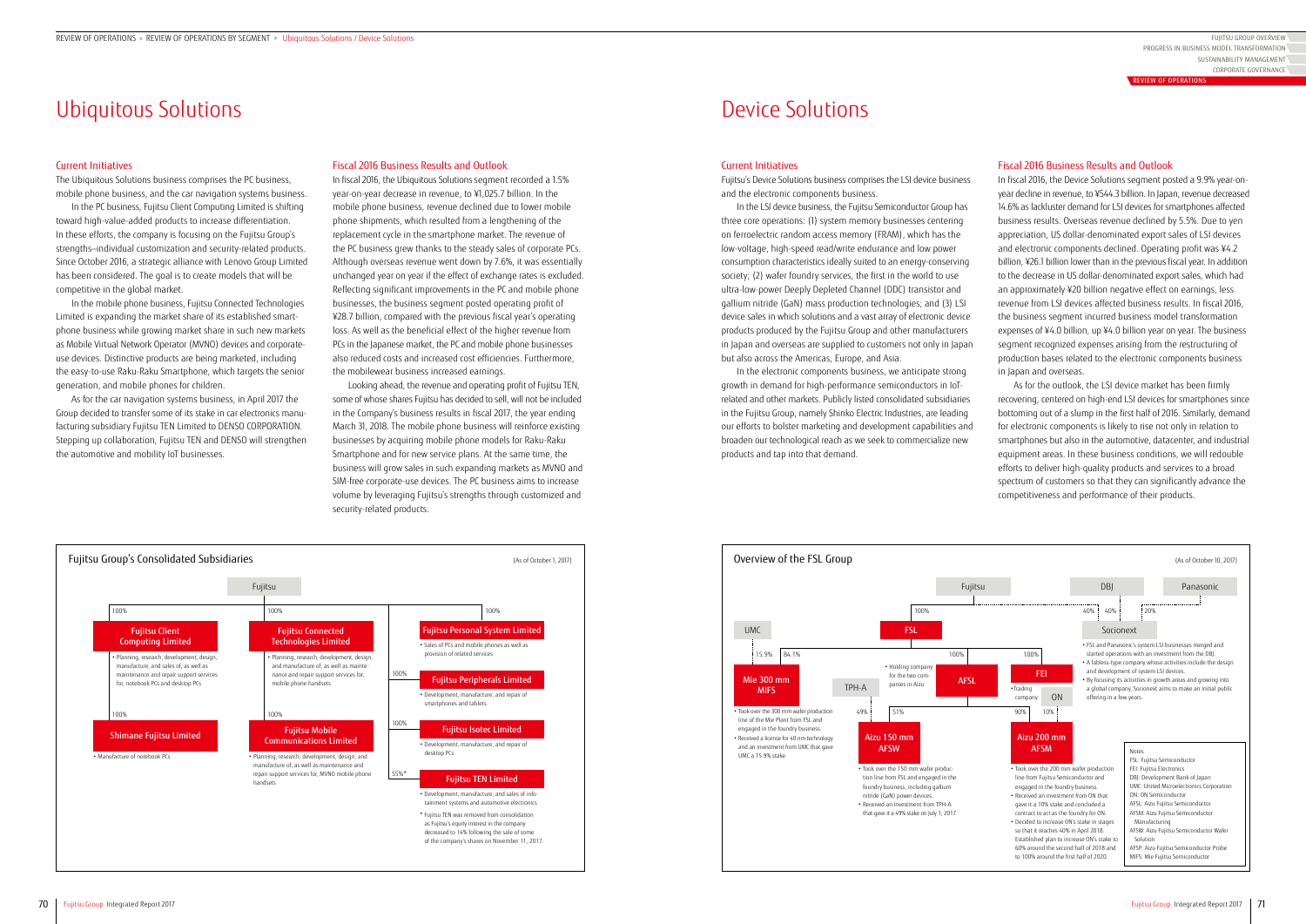# Ubiquitous Solutions

## Current Initiatives

The Ubiquitous Solutions business comprises the PC business, mobile phone business, and the car navigation systems business.

In the PC business, Fujitsu Client Computing Limited is shifting toward high-value-added products to increase differentiation. In these efforts, the company is focusing on the Fujitsu Group's strengths—individual customization and security-related products. Since October 2016, a strategic alliance with Lenovo Group Limited has been considered. The goal is to create models that will be competitive in the global market.

In the mobile phone business, Fujitsu Connected Technologies Limited is expanding the market share of its established smartphone business while growing market share in such new markets as Mobile Virtual Network Operator (MVNO) devices and corporate-use devices. Distinctive products are being marketed, including the easy-to-use Raku-Raku Smartphone, which targets the senior generation, and mobile phones for children.

As for the car navigation systems business, in April 2017 the Group decided to transfer some of its stake in car electronics manufacturing subsidiary Fujitsu TEN Limited to DENSO CORPORATION. Stepping up collaboration, Fujitsu TEN and DENSO will strengthen the automotive and mobility IoT businesses.

## Fiscal 2016 Business Results and Outlook

In fiscal 2016, the Ubiquitous Solutions segment recorded a 1.5% year-on-year decrease in revenue, to ¥1,025.7 billion. In the mobile phone business, revenue declined due to lower mobile phone shipments, which resulted from a lengthening of the replacement cycle in the smartphone market. The revenue of the PC business grew thanks to the steady sales of corporate PCs. Although overseas revenue went down by 7.6%, it was essentially unchanged year on year if the effect of exchange rates is excluded. Reflecting significant improvements in the PC and mobile phone businesses, the business segment posted operating profit of ¥28.7 billion, compared with the previous fiscal year's operating loss. As well as the beneficial effect of the higher revenue from PCs in the Japanese market, the PC and mobile phone businesses also reduced costs and increased cost efficiencies. Furthermore, the mobilewear business increased earnings.

Looking ahead, the revenue and operating profit of Fujitsu TEN, some of whose shares Fujitsu has decided to sell, will not be included in the Company's business results in fiscal 2017, the year ending March 31, 2018. The mobile phone business will reinforce existing businesses by acquiring mobile phone models for Raku-Raku Smartphone and for new service plans. At the same time, the business will grow sales in such expanding markets as MVNO and SIM-free corporate-use devices. The PC business aims to increase volume by leveraging Fujitsu's strengths through customized and security-related products.

### Fujitsu Group's Consolidated Subsidiaries

(As of October 1, 2017)

Fujitsu

- 100% **Fujitsu Client Computing Limited**
  - Planning, research, development, design, manufacture, and sales of, as well as maintenance and repair support services for, notebook PCs and desktop PCs
  - 100% **Shimane Fujitsu Limited**
    - Manufacture of notebook PCs
- 100% **Fujitsu Connected Technologies Limited**
  - Planning, research, development, design, and manufacture of, as well as maintenance and repair support services for, mobile phone handsets
  - 100% **Fujitsu Mobile Communications Limited**
    - Planning, research, development, design, and manufacture of, as well as maintenance and repair support services for, MVNO mobile phone handsets
- 100% **Fujitsu Personal System Limited**
  - Sales of PCs and mobile phones as well as provision of related services
- 100% **Fujitsu Peripherals Limited**
  - Development, manufacture, and repair of smartphones and tablets
- 100% **Fujitsu Isotec Limited**
  - Development, manufacture, and repair of desktop PCs
- 55%* **Fujitsu TEN Limited**
  - Development, manufacture, and sales of infotainment systems and automotive electronics

\* Fujitsu TEN was removed from consolidation as Fujitsu's equity interest in the company decreased to 14% following the sale of some of the company's shares on November 11, 2017.

# Device Solutions

## Current Initiatives

Fujitsu's Device Solutions business comprises the LSI device business and the electronic components business.

In the LSI device business, the Fujitsu Semiconductor Group has three core operations: (1) system memory businesses centering on ferroelectric random access memory (FRAM), which has the low-voltage, high-speed read/write endurance and low power consumption characteristics ideally suited to an energy-conserving society; (2) wafer foundry services, the first in the world to use ultra-low-power Deeply Depleted Channel (DDC) transistor and gallium nitride (GaN) mass production technologies; and (3) LSI device sales in which solutions and a vast array of electronic device products produced by the Fujitsu Group and other manufacturers in Japan and overseas are supplied to customers not only in Japan but also across the Americas, Europe, and Asia.

In the electronic components business, we anticipate strong growth in demand for high-performance semiconductors in IoT-related and other markets. Publicly listed consolidated subsidiaries in the Fujitsu Group, namely Shinko Electric Industries, are leading our efforts to bolster marketing and development capabilities and broaden our technological reach as we seek to commercialize new products and tap into that demand.

## Fiscal 2016 Business Results and Outlook

In fiscal 2016, the Device Solutions segment posted a 9.9% year-on-year decline in revenue, to ¥544.3 billion. In Japan, revenue decreased 14.6% as lackluster demand for LSI devices for smartphones affected business results. Overseas revenue declined by 5.5%. Due to yen appreciation, US dollar-denominated export sales of LSI devices and electronic components declined. Operating profit was ¥4.2 billion, ¥26.1 billion lower than in the previous fiscal year. In addition to the decrease in US dollar-denominated export sales, which had an approximately ¥20 billion negative effect on earnings, less revenue from LSI devices affected business results. In fiscal 2016, the business segment incurred business model transformation expenses of ¥4.0 billion, up ¥4.0 billion year on year. The business segment recognized expenses arising from the restructuring of production bases related to the electronic components business in Japan and overseas.

As for the outlook, the LSI device market has been firmly recovering, centered on high-end LSI devices for smartphones since bottoming out of a slump in the first half of 2016. Similarly, demand for electronic components is likely to rise not only in relation to smartphones but also in the automotive, datacenter, and industrial equipment areas. In these business conditions, we will redouble efforts to deliver high-quality products and services to a broad spectrum of customers so that they can significantly advance the competitiveness and performance of their products.

### Overview of the FSL Group

(As of October 10, 2017)

Fujitsu — 100% — **FSL**

UMC — 15.9% / FSL — 84.1% — **Mie 300 mm MIFS**
- Took over the 300 mm wafer production line of the Mie Plant from FSL and engaged in the foundry business.
- Received a license for 40 nm technology and an investment from UMC that gave UMC a 15.9% stake.

FSL — 100% — **AFSL**
- Holding company for the two companies in Aizu

TPH-A — 49% / AFSL — 51% — **Aizu 150 mm AFSW**
- Took over the 150 mm wafer production line from FSL and engaged in the foundry business, including gallium nitride (GaN) power devices.
- Received an investment from TPH-A that gave it a 49% stake on July 1, 2017.

FSL — 100% — **FEI**
- Trading company

AFSL — 90% / ON — 10% — **Aizu 200 mm AFSM**
- Took over the 200 mm wafer production line from Fujitsu Semiconductor and engaged in the foundry business.
- Received an investment from ON that gave it a 10% stake and concluded a contract to act as the foundry for ON.
- Decided to increase ON's stake in stages so that it reaches 40% in April 2018. Established plan to increase ON's stake to 60% around the second half of 2018 and to 100% around the first half of 2020.

Fujitsu — 40% / DBJ / Panasonic — 20% — **Socionext**
- FSL and Panasonic's system LSI businesses merged and started operations with an investment from the DBJ.
- A fabless-type company whose activities include the design and development of system LSI devices.
- By focusing its activities in growth areas and growing into a global company, Socionext aims to make an initial public offering in a few years.

Notes:
FSL: Fujitsu Semiconductor
FEI: Fujitsu Electronics
DBJ: Development Bank of Japan
UMC: United Microelectronics Corporation
ON: ON Semiconductor
AFSL: Aizu Fujitsu Semiconductor
AFSM: Aizu Fujitsu Semiconductor Manufacturing
AFSW: Aizu Fujitsu Semiconductor Wafer Solution
AFSP: Aizu Fujitsu Semiconductor Probe
MIFS: Mie Fujitsu Semiconductor